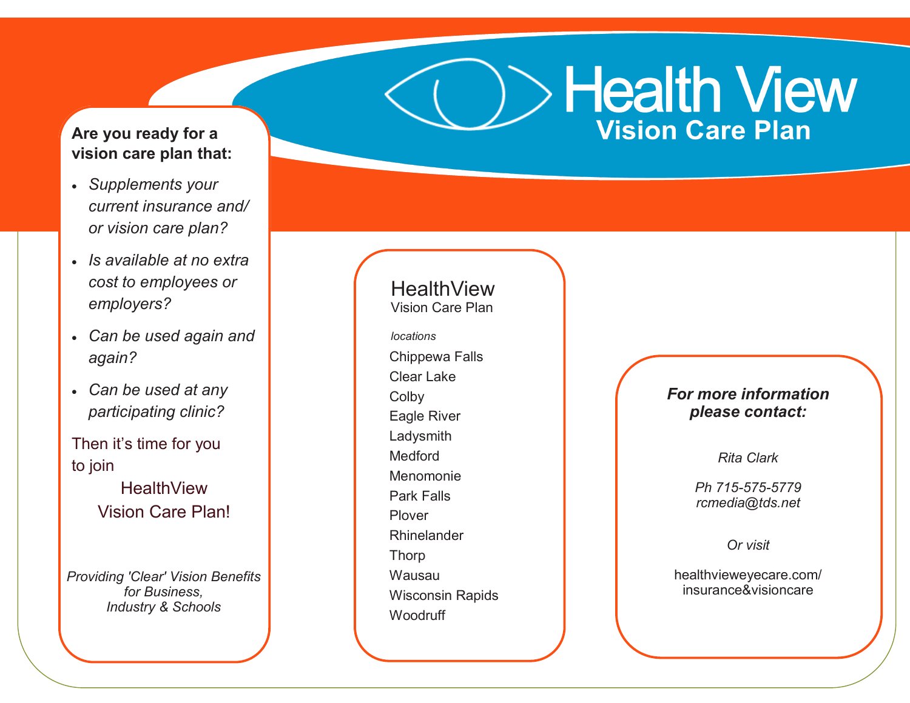# Health View
## Vision Care Plan

**Are you ready for a vision care plan that:**

- *Supplements your current insurance and/or vision care plan?*
- *Is available at no extra cost to employees or employers?*
- *Can be used again and again?*
- *Can be used at any participating clinic?*

Then it's time for you to join

HealthView
Vision Care Plan!

*Providing 'Clear' Vision Benefits for Business, Industry & Schools*

HealthView
Vision Care Plan

*locations*

Chippewa Falls
Clear Lake
Colby
Eagle River
Ladysmith
Medford
Menomonie
Park Falls
Plover
Rhinelander
Thorp
Wausau
Wisconsin Rapids
Woodruff

***For more information please contact:***

*Rita Clark*

*Ph 715-575-5779*
*rcmedia@tds.net*

*Or visit*

healthvieweyecare.com/insurance&visioncare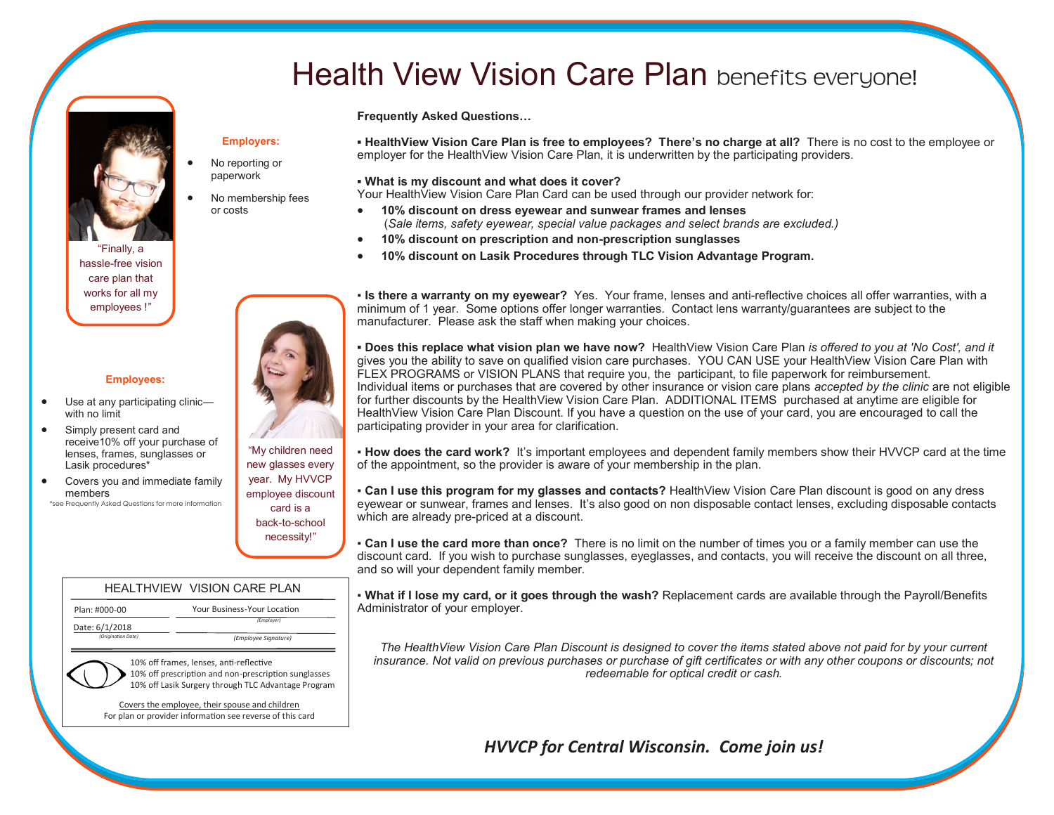# Health View Vision Care Plan benefits everyone!

"Finally, a hassle-free vision care plan that works for all my employees !"

**Employers:**

- No reporting or paperwork
- No membership fees or costs

**Employees:**

- Use at any participating clinic—with no limit
- Simply present card and receive10% off your purchase of lenses, frames, sunglasses or Lasik procedures*
- Covers you and immediate family members

*see Frequently Asked Questions for more information

"My children need new glasses every year. My HVVCP employee discount card is a back-to-school necessity!"

**HEALTHVIEW VISION CARE PLAN**

| | |
|---|---|
| Plan: #000-00 | Your Business-Your Location *(Employer)* |
| Date: 6/1/2018 *(Origination Date)* | *(Employee Signature)* |

10% off frames, lenses, anti-reflective
10% off prescription and non-prescription sunglasses
10% off Lasik Surgery through TLC Advantage Program

Covers the employee, their spouse and children
For plan or provider information see reverse of this card

**Frequently Asked Questions…**

▪ **HealthView Vision Care Plan is free to employees? There's no charge at all?** There is no cost to the employee or employer for the HealthView Vision Care Plan, it is underwritten by the participating providers.

▪ **What is my discount and what does it cover?**
Your HealthView Vision Care Plan Card can be used through our provider network for:

- **10% discount on dress eyewear and sunwear frames and lenses**
  (*Sale items, safety eyewear, special value packages and select brands are excluded.)*
- **10% discount on prescription and non-prescription sunglasses**
- **10% discount on Lasik Procedures through TLC Vision Advantage Program.**

▪ **Is there a warranty on my eyewear?** Yes. Your frame, lenses and anti-reflective choices all offer warranties, with a minimum of 1 year. Some options offer longer warranties. Contact lens warranty/guarantees are subject to the manufacturer. Please ask the staff when making your choices.

▪ **Does this replace what vision plan we have now?** HealthView Vision Care Plan *is offered to you at 'No Cost', and it* gives you the ability to save on qualified vision care purchases. YOU CAN USE your HealthView Vision Care Plan with FLEX PROGRAMS or VISION PLANS that require you, the participant, to file paperwork for reimbursement. Individual items or purchases that are covered by other insurance or vision care plans *accepted by the clinic* are not eligible for further discounts by the HealthView Vision Care Plan. ADDITIONAL ITEMS purchased at anytime are eligible for HealthView Vision Care Plan Discount. If you have a question on the use of your card, you are encouraged to call the participating provider in your area for clarification.

▪ **How does the card work?** It's important employees and dependent family members show their HVVCP card at the time of the appointment, so the provider is aware of your membership in the plan.

▪ **Can I use this program for my glasses and contacts?** HealthView Vision Care Plan discount is good on any dress eyewear or sunwear, frames and lenses. It's also good on non disposable contact lenses, excluding disposable contacts which are already pre-priced at a discount.

▪ **Can I use the card more than once?** There is no limit on the number of times you or a family member can use the discount card. If you wish to purchase sunglasses, eyeglasses, and contacts, you will receive the discount on all three, and so will your dependent family member.

▪ **What if I lose my card, or it goes through the wash?** Replacement cards are available through the Payroll/Benefits Administrator of your employer.

*The HealthView Vision Care Plan Discount is designed to cover the items stated above not paid for by your current insurance. Not valid on previous purchases or purchase of gift certificates or with any other coupons or discounts; not redeemable for optical credit or cash.*

***HVVCP for Central Wisconsin. Come join us!***